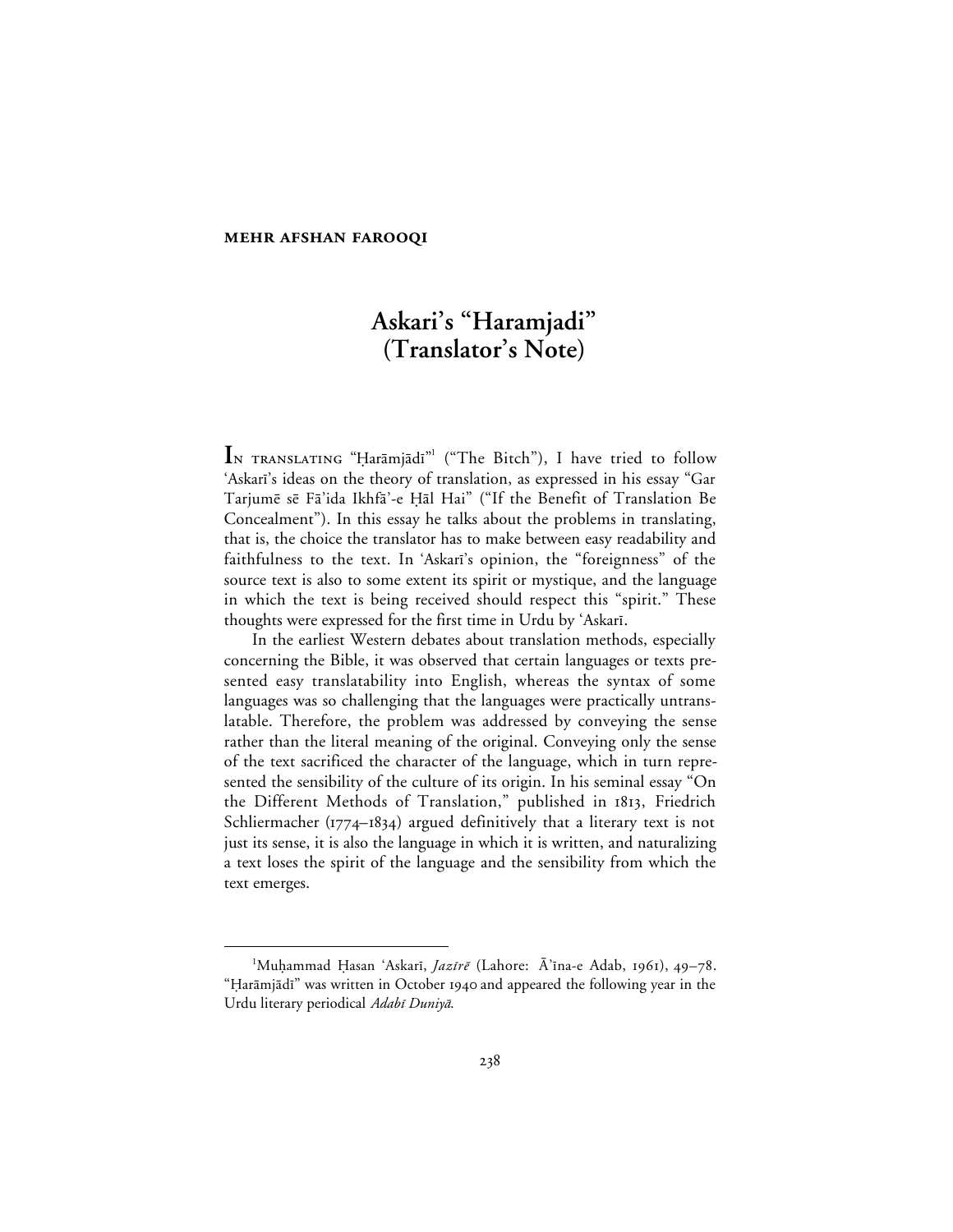**MEHR AFSHAN FAROOQI**

# Askari's "Haramjadi" (Translator's Note)

IN TRANSLATING "Ḥarāmjādī"[1] ("The Bitch"), I have tried to follow 'Askarī's ideas on the theory of translation, as expressed in his essay "Gar Tarjumē sē Fā'ida Ikhfā'-e Ḥāl Hai" ("If the Benefit of Translation Be Concealment"). In this essay he talks about the problems in translating, that is, the choice the translator has to make between easy readability and faithfulness to the text. In 'Askarī's opinion, the "foreignness" of the source text is also to some extent its spirit or mystique, and the language in which the text is being received should respect this "spirit." These thoughts were expressed for the first time in Urdu by 'Askarī.

In the earliest Western debates about translation methods, especially concerning the Bible, it was observed that certain languages or texts presented easy translatability into English, whereas the syntax of some languages was so challenging that the languages were practically untranslatable. Therefore, the problem was addressed by conveying the sense rather than the literal meaning of the original. Conveying only the sense of the text sacrificed the character of the language, which in turn represented the sensibility of the culture of its origin. In his seminal essay "On the Different Methods of Translation," published in 1813, Friedrich Schliermacher (1774–1834) argued definitively that a literary text is not just its sense, it is also the language in which it is written, and naturalizing a text loses the spirit of the language and the sensibility from which the text emerges.

---

[1] Muḥammad Ḥasan 'Askarī, *Jazīrē* (Lahore: Ā'īna-e Adab, 1961), 49–78. "Ḥarāmjādī" was written in October 1940 and appeared the following year in the Urdu literary periodical *Adabī Duniyā*.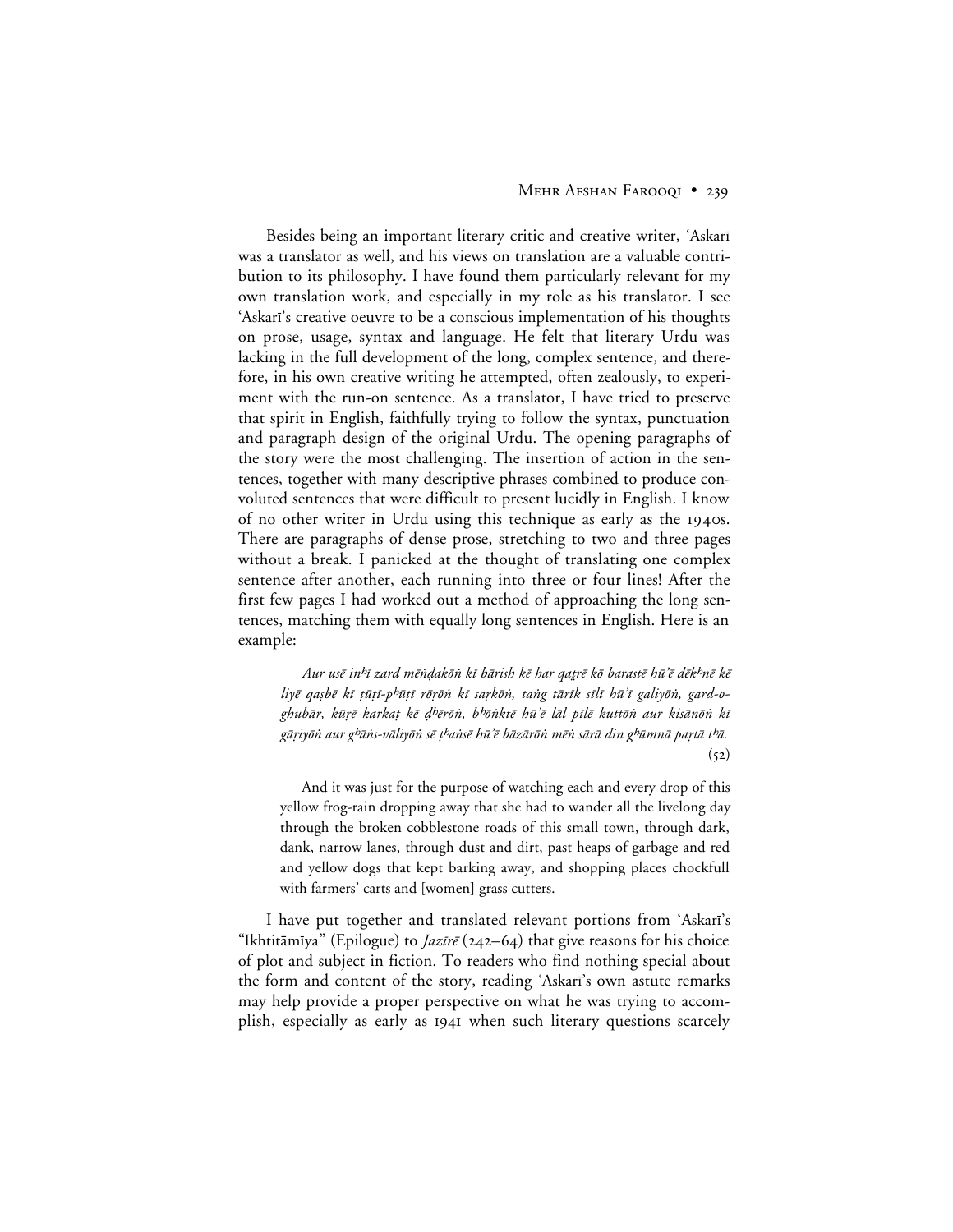Besides being an important literary critic and creative writer, ʿAskarī was a translator as well, and his views on translation are a valuable contribution to its philosophy. I have found them particularly relevant for my own translation work, and especially in my role as his translator. I see ʿAskarī's creative oeuvre to be a conscious implementation of his thoughts on prose, usage, syntax and language. He felt that literary Urdu was lacking in the full development of the long, complex sentence, and therefore, in his own creative writing he attempted, often zealously, to experiment with the run-on sentence. As a translator, I have tried to preserve that spirit in English, faithfully trying to follow the syntax, punctuation and paragraph design of the original Urdu. The opening paragraphs of the story were the most challenging. The insertion of action in the sentences, together with many descriptive phrases combined to produce convoluted sentences that were difficult to present lucidly in English. I know of no other writer in Urdu using this technique as early as the 1940s. There are paragraphs of dense prose, stretching to two and three pages without a break. I panicked at the thought of translating one complex sentence after another, each running into three or four lines! After the first few pages I had worked out a method of approaching the long sentences, matching them with equally long sentences in English. Here is an example:

> *Aur usē inʰī zard mēṅḍakōṅ kī bārish kē har qaṭrē kō barastē hū'ē dēkʰnē kē liyē qaṣbē kī ṭūṭī-pʰūṭī rōṛōṅ kī saṛkōṅ, taṅg tārīk sīlī hū'ī galiyōṅ, gard-o-ghubār, kūṛē karkaṭ kē ḍʰērōṅ, bʰōṅktē hū'ē lāl pīlē kuttōṅ aur kisānōṅ kī gāṛiyōṅ aur gʰāṅs-vāliyōṅ sē ṭʰaṅsē hū'ē bāzārōṅ mēṅ sārā din gʰūmnā paṛtā tʰā.* (52)
>
> And it was just for the purpose of watching each and every drop of this yellow frog-rain dropping away that she had to wander all the livelong day through the broken cobblestone roads of this small town, through dark, dank, narrow lanes, through dust and dirt, past heaps of garbage and red and yellow dogs that kept barking away, and shopping places chockfull with farmers' carts and [women] grass cutters.

I have put together and translated relevant portions from ʿAskarī's "Ikhtitāmīya" (Epilogue) to *Jazīrē* (242–64) that give reasons for his choice of plot and subject in fiction. To readers who find nothing special about the form and content of the story, reading ʿAskarī's own astute remarks may help provide a proper perspective on what he was trying to accomplish, especially as early as 1941 when such literary questions scarcely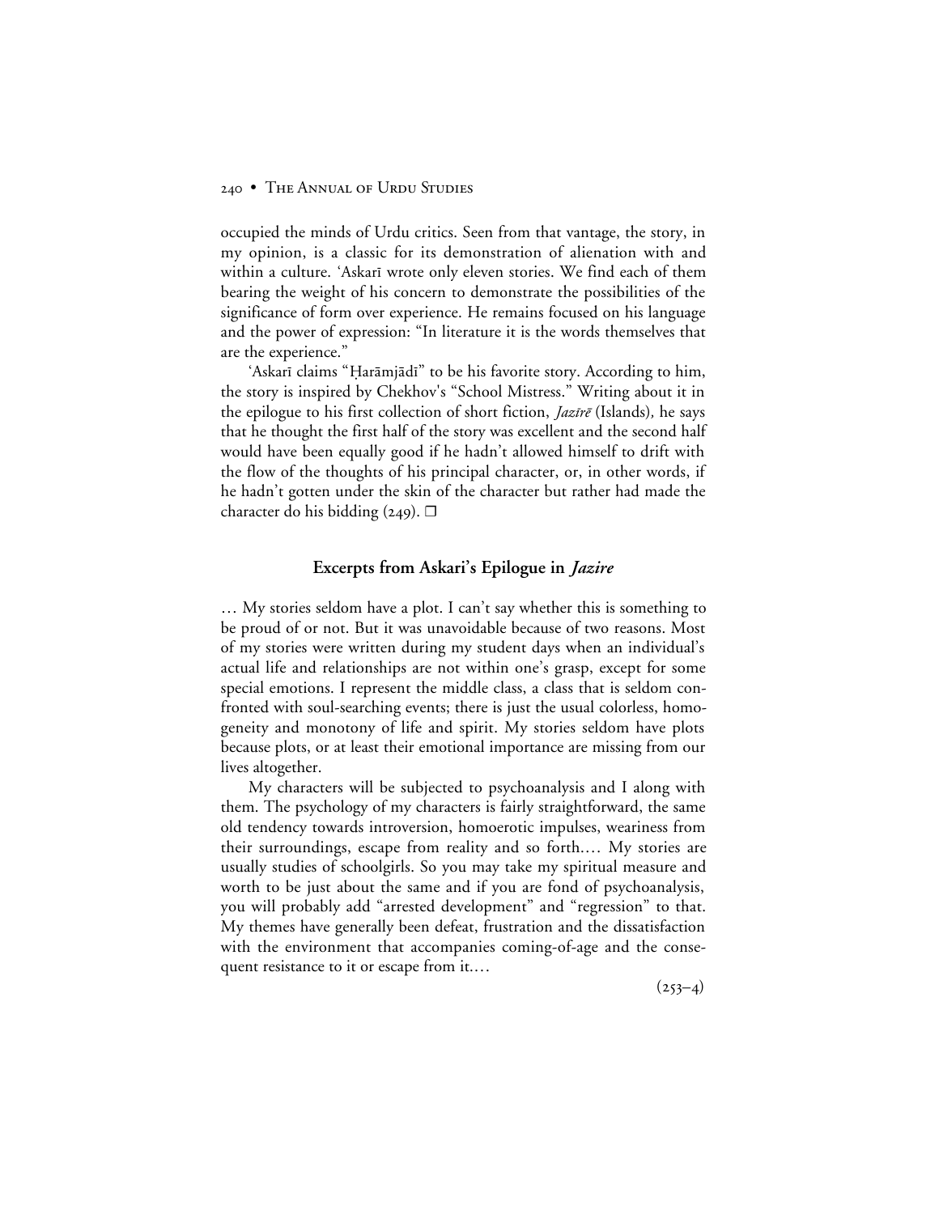occupied the minds of Urdu critics. Seen from that vantage, the story, in my opinion, is a classic for its demonstration of alienation with and within a culture. ʿAskarī wrote only eleven stories. We find each of them bearing the weight of his concern to demonstrate the possibilities of the significance of form over experience. He remains focused on his language and the power of expression: "In literature it is the words themselves that are the experience."

ʿAskarī claims "Ḥarāmjādī" to be his favorite story. According to him, the story is inspired by Chekhov's "School Mistress." Writing about it in the epilogue to his first collection of short fiction, *Jazīrē* (Islands), he says that he thought the first half of the story was excellent and the second half would have been equally good if he hadn't allowed himself to drift with the flow of the thoughts of his principal character, or, in other words, if he hadn't gotten under the skin of the character but rather had made the character do his bidding (249). ❐

## Excerpts from Askari's Epilogue in *Jazire*

… My stories seldom have a plot. I can't say whether this is something to be proud of or not. But it was unavoidable because of two reasons. Most of my stories were written during my student days when an individual's actual life and relationships are not within one's grasp, except for some special emotions. I represent the middle class, a class that is seldom confronted with soul-searching events; there is just the usual colorless, homogeneity and monotony of life and spirit. My stories seldom have plots because plots, or at least their emotional importance are missing from our lives altogether.

My characters will be subjected to psychoanalysis and I along with them. The psychology of my characters is fairly straightforward, the same old tendency towards introversion, homoerotic impulses, weariness from their surroundings, escape from reality and so forth.… My stories are usually studies of schoolgirls. So you may take my spiritual measure and worth to be just about the same and if you are fond of psychoanalysis, you will probably add "arrested development" and "regression" to that. My themes have generally been defeat, frustration and the dissatisfaction with the environment that accompanies coming-of-age and the consequent resistance to it or escape from it.…

(253–4)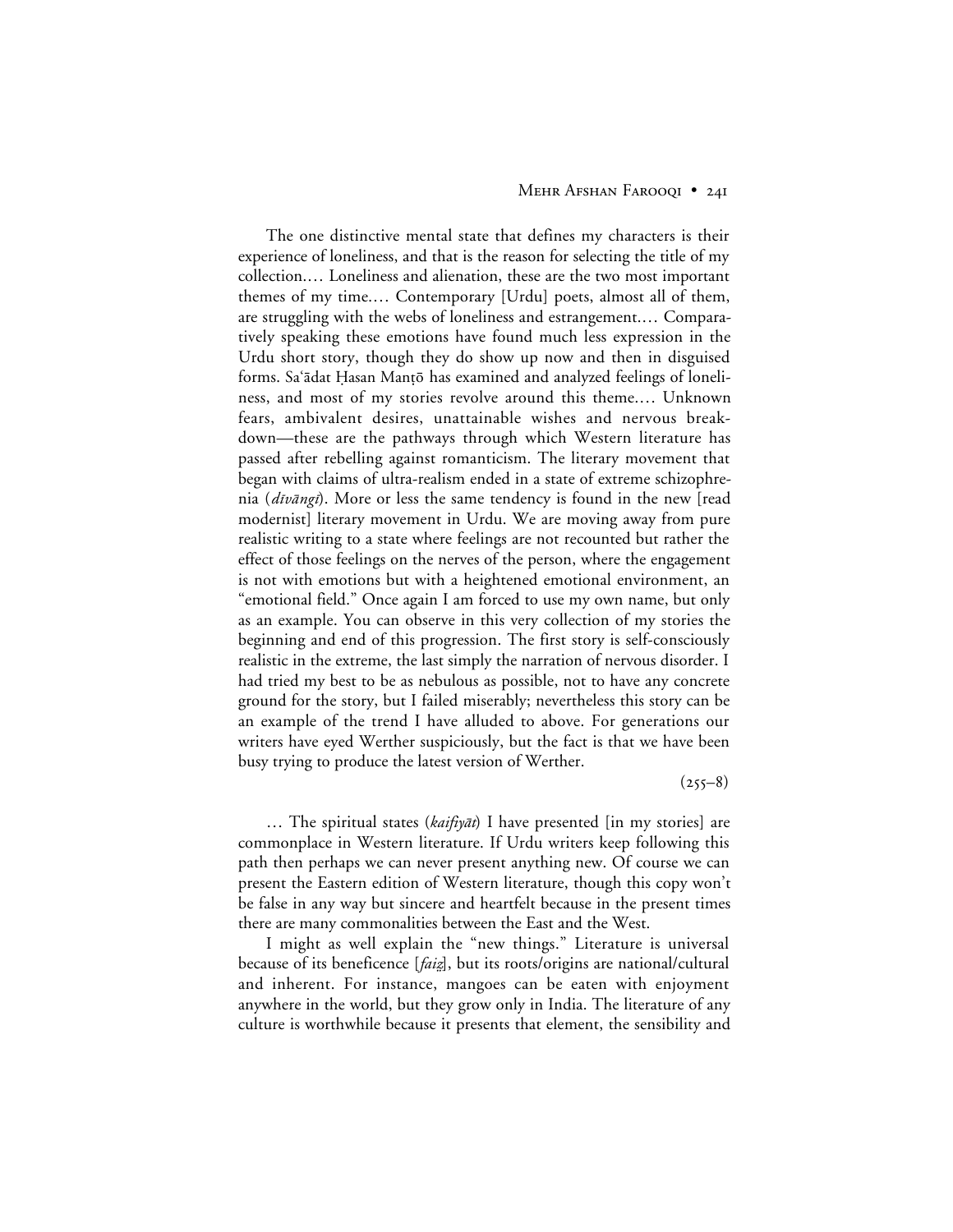The one distinctive mental state that defines my characters is their experience of loneliness, and that is the reason for selecting the title of my collection.… Loneliness and alienation, these are the two most important themes of my time.… Contemporary [Urdu] poets, almost all of them, are struggling with the webs of loneliness and estrangement.… Comparatively speaking these emotions have found much less expression in the Urdu short story, though they do show up now and then in disguised forms. Sa'ādat Ḥasan Manṭō has examined and analyzed feelings of loneliness, and most of my stories revolve around this theme.… Unknown fears, ambivalent desires, unattainable wishes and nervous breakdown—these are the pathways through which Western literature has passed after rebelling against romanticism. The literary movement that began with claims of ultra-realism ended in a state of extreme schizophrenia (*dīvāngī*). More or less the same tendency is found in the new [read modernist] literary movement in Urdu. We are moving away from pure realistic writing to a state where feelings are not recounted but rather the effect of those feelings on the nerves of the person, where the engagement is not with emotions but with a heightened emotional environment, an "emotional field." Once again I am forced to use my own name, but only as an example. You can observe in this very collection of my stories the beginning and end of this progression. The first story is self-consciously realistic in the extreme, the last simply the narration of nervous disorder. I had tried my best to be as nebulous as possible, not to have any concrete ground for the story, but I failed miserably; nevertheless this story can be an example of the trend I have alluded to above. For generations our writers have eyed Werther suspiciously, but the fact is that we have been busy trying to produce the latest version of Werther.

(255–8)

… The spiritual states (*kaifiyāt*) I have presented [in my stories] are commonplace in Western literature. If Urdu writers keep following this path then perhaps we can never present anything new. Of course we can present the Eastern edition of Western literature, though this copy won't be false in any way but sincere and heartfelt because in the present times there are many commonalities between the East and the West.

I might as well explain the "new things." Literature is universal because of its beneficence [*faiẓ*], but its roots/origins are national/cultural and inherent. For instance, mangoes can be eaten with enjoyment anywhere in the world, but they grow only in India. The literature of any culture is worthwhile because it presents that element, the sensibility and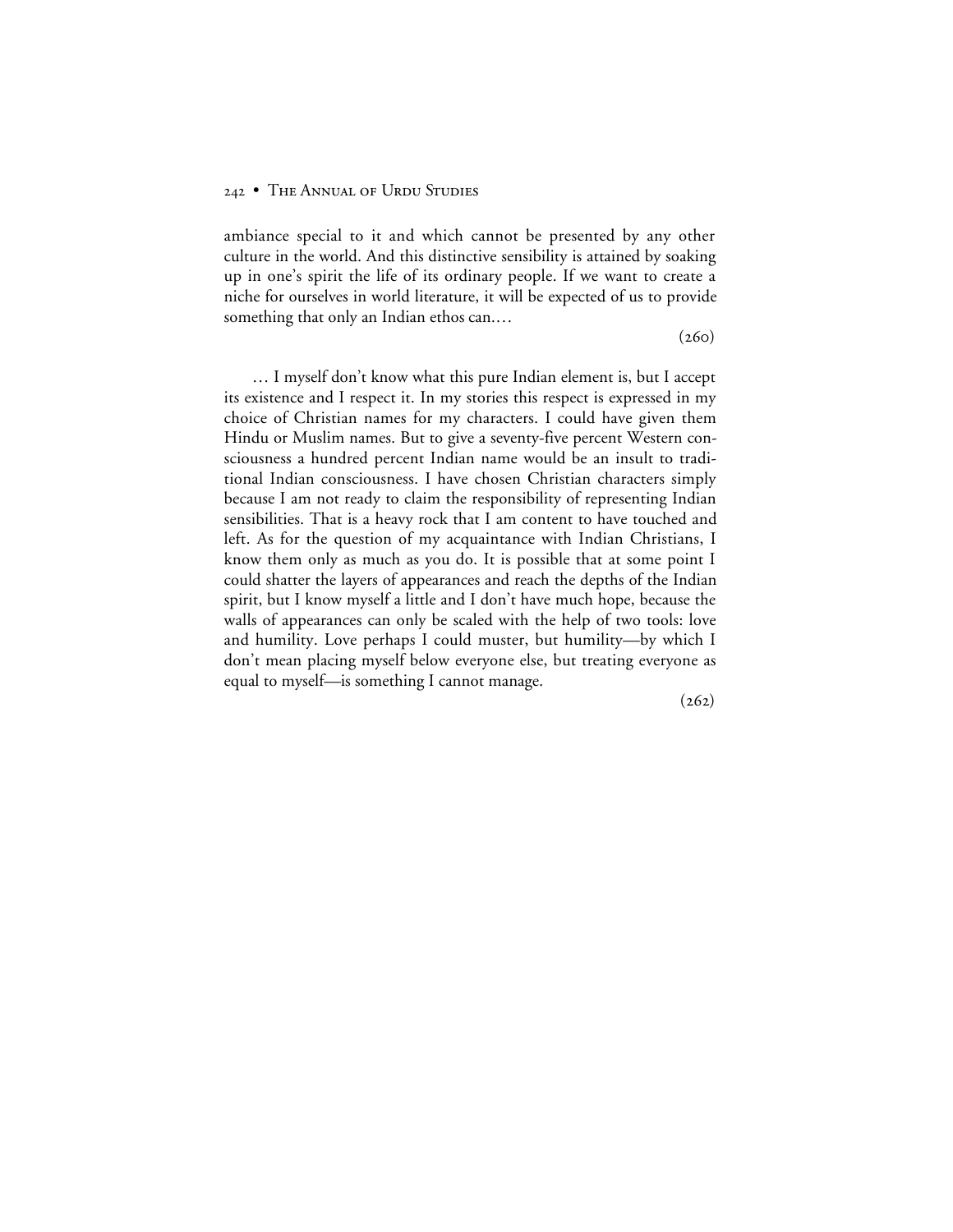ambiance special to it and which cannot be presented by any other culture in the world. And this distinctive sensibility is attained by soaking up in one's spirit the life of its ordinary people. If we want to create a niche for ourselves in world literature, it will be expected of us to provide something that only an Indian ethos can.…

(260)

… I myself don't know what this pure Indian element is, but I accept its existence and I respect it. In my stories this respect is expressed in my choice of Christian names for my characters. I could have given them Hindu or Muslim names. But to give a seventy-five percent Western consciousness a hundred percent Indian name would be an insult to traditional Indian consciousness. I have chosen Christian characters simply because I am not ready to claim the responsibility of representing Indian sensibilities. That is a heavy rock that I am content to have touched and left. As for the question of my acquaintance with Indian Christians, I know them only as much as you do. It is possible that at some point I could shatter the layers of appearances and reach the depths of the Indian spirit, but I know myself a little and I don't have much hope, because the walls of appearances can only be scaled with the help of two tools: love and humility. Love perhaps I could muster, but humility—by which I don't mean placing myself below everyone else, but treating everyone as equal to myself—is something I cannot manage.

(262)